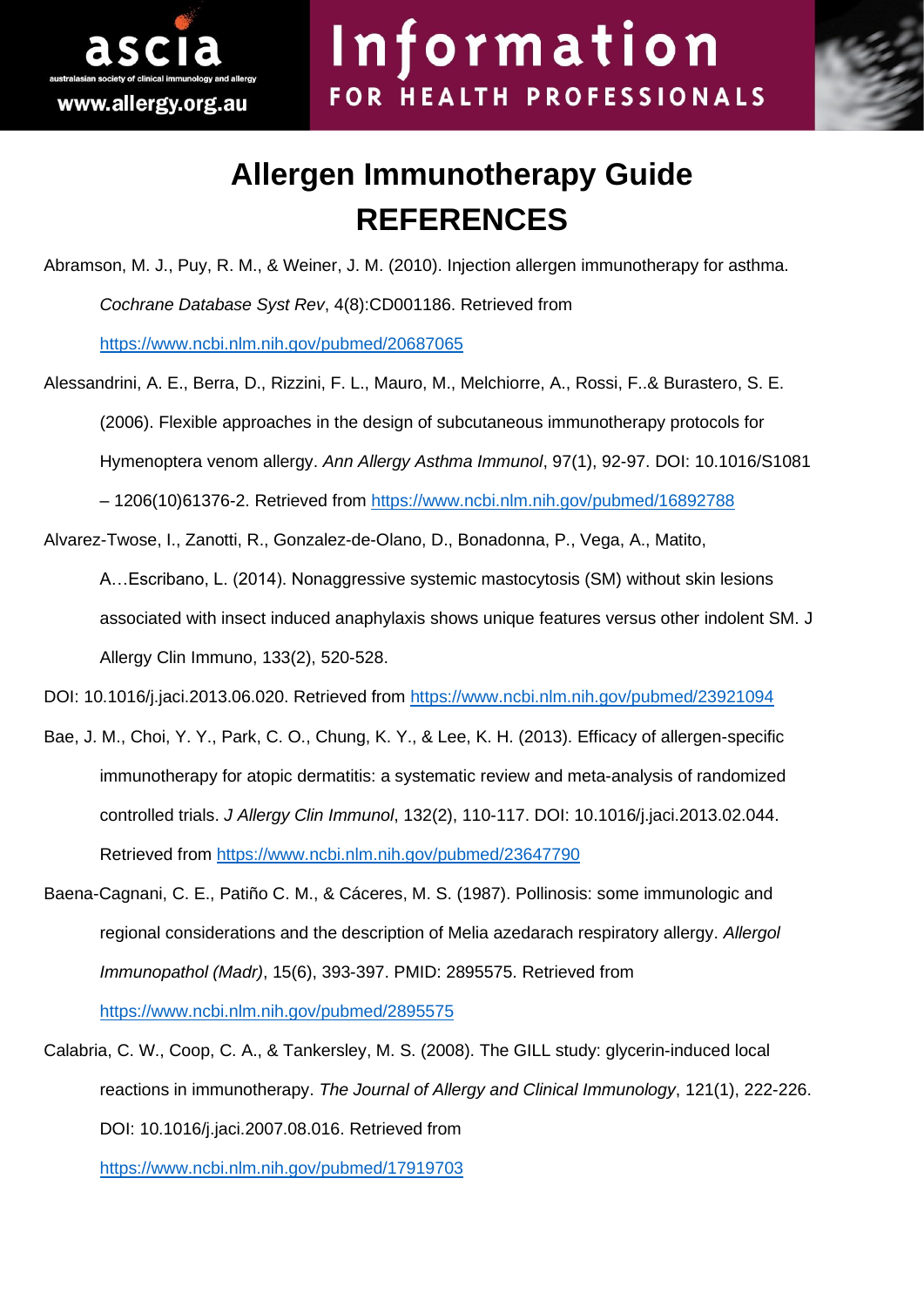# Allergen Immunotherapy Guide
# REFERENCES

Abramson, M. J., Puy, R. M., & Weiner, J. M. (2010). Injection allergen immunotherapy for asthma. *Cochrane Database Syst Rev*, 4(8):CD001186. Retrieved from https://www.ncbi.nlm.nih.gov/pubmed/20687065

Alessandrini, A. E., Berra, D., Rizzini, F. L., Mauro, M., Melchiorre, A., Rossi, F..& Burastero, S. E. (2006). Flexible approaches in the design of subcutaneous immunotherapy protocols for Hymenoptera venom allergy. *Ann Allergy Asthma Immunol*, 97(1), 92-97. DOI: 10.1016/S1081 – 1206(10)61376-2. Retrieved from https://www.ncbi.nlm.nih.gov/pubmed/16892788

Alvarez-Twose, I., Zanotti, R., Gonzalez-de-Olano, D., Bonadonna, P., Vega, A., Matito, A…Escribano, L. (2014). Nonaggressive systemic mastocytosis (SM) without skin lesions associated with insect induced anaphylaxis shows unique features versus other indolent SM. J Allergy Clin Immuno, 133(2), 520-528.

DOI: 10.1016/j.jaci.2013.06.020. Retrieved from https://www.ncbi.nlm.nih.gov/pubmed/23921094

Bae, J. M., Choi, Y. Y., Park, C. O., Chung, K. Y., & Lee, K. H. (2013). Efficacy of allergen-specific immunotherapy for atopic dermatitis: a systematic review and meta-analysis of randomized controlled trials. *J Allergy Clin Immunol*, 132(2), 110-117. DOI: 10.1016/j.jaci.2013.02.044. Retrieved from https://www.ncbi.nlm.nih.gov/pubmed/23647790

Baena-Cagnani, C. E., Patiño C. M., & Cáceres, M. S. (1987). Pollinosis: some immunologic and regional considerations and the description of Melia azedarach respiratory allergy. *Allergol Immunopathol (Madr)*, 15(6), 393-397. PMID: 2895575. Retrieved from https://www.ncbi.nlm.nih.gov/pubmed/2895575

Calabria, C. W., Coop, C. A., & Tankersley, M. S. (2008). The GILL study: glycerin-induced local reactions in immunotherapy. *The Journal of Allergy and Clinical Immunology*, 121(1), 222-226. DOI: 10.1016/j.jaci.2007.08.016. Retrieved from https://www.ncbi.nlm.nih.gov/pubmed/17919703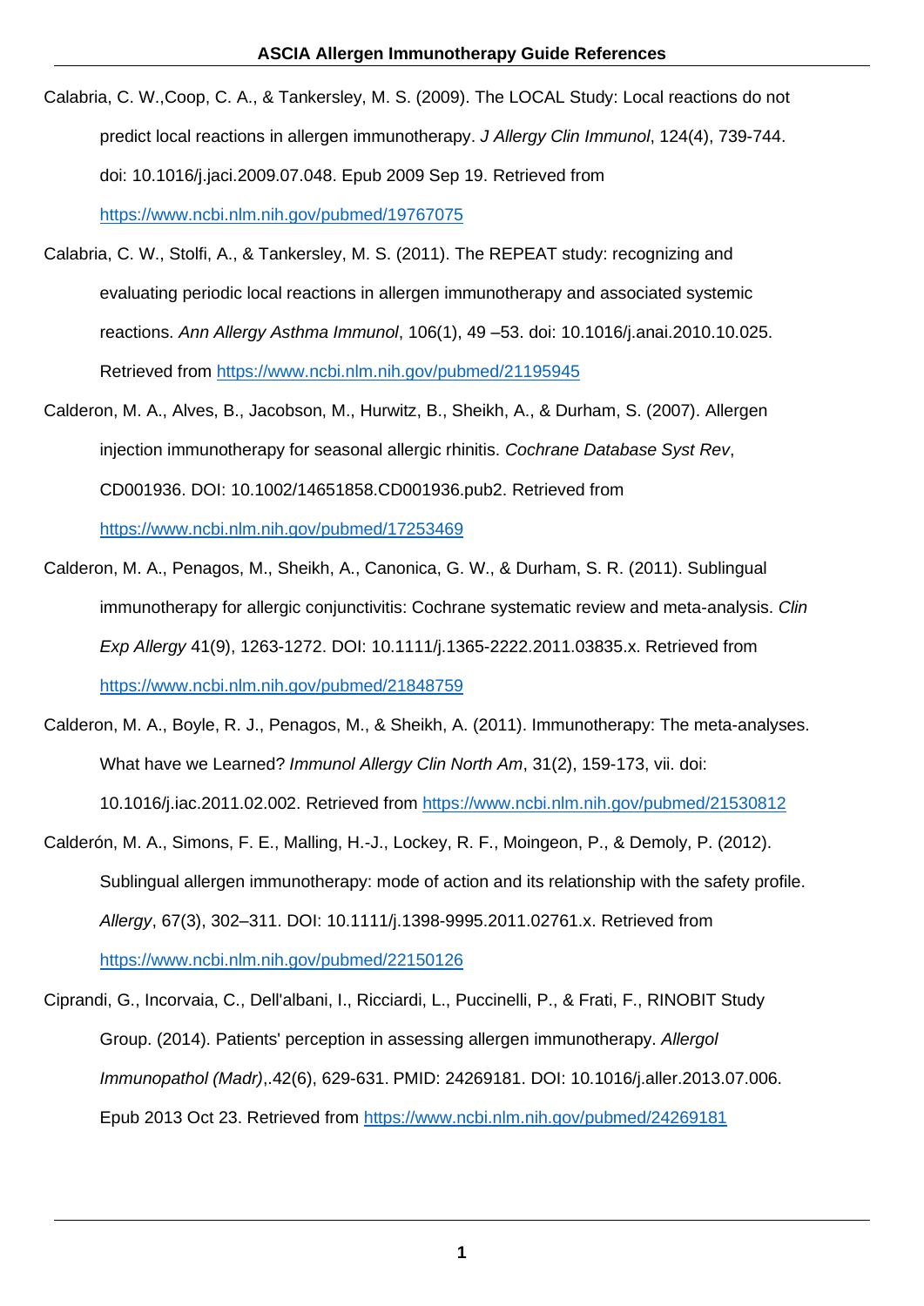Calabria, C. W.,Coop, C. A., & Tankersley, M. S. (2009). The LOCAL Study: Local reactions do not predict local reactions in allergen immunotherapy. *J Allergy Clin Immunol*, 124(4), 739-744. doi: 10.1016/j.jaci.2009.07.048. Epub 2009 Sep 19. Retrieved from https://www.ncbi.nlm.nih.gov/pubmed/19767075

Calabria, C. W., Stolfi, A., & Tankersley, M. S. (2011). The REPEAT study: recognizing and evaluating periodic local reactions in allergen immunotherapy and associated systemic reactions. *Ann Allergy Asthma Immunol*, 106(1), 49 –53. doi: 10.1016/j.anai.2010.10.025. Retrieved from https://www.ncbi.nlm.nih.gov/pubmed/21195945

Calderon, M. A., Alves, B., Jacobson, M., Hurwitz, B., Sheikh, A., & Durham, S. (2007). Allergen injection immunotherapy for seasonal allergic rhinitis. *Cochrane Database Syst Rev*, CD001936. DOI: 10.1002/14651858.CD001936.pub2. Retrieved from https://www.ncbi.nlm.nih.gov/pubmed/17253469

Calderon, M. A., Penagos, M., Sheikh, A., Canonica, G. W., & Durham, S. R. (2011). Sublingual immunotherapy for allergic conjunctivitis: Cochrane systematic review and meta-analysis. *Clin Exp Allergy* 41(9), 1263-1272. DOI: 10.1111/j.1365-2222.2011.03835.x. Retrieved from https://www.ncbi.nlm.nih.gov/pubmed/21848759

Calderon, M. A., Boyle, R. J., Penagos, M., & Sheikh, A. (2011). Immunotherapy: The meta-analyses. What have we Learned? *Immunol Allergy Clin North Am*, 31(2), 159-173, vii. doi: 10.1016/j.iac.2011.02.002. Retrieved from https://www.ncbi.nlm.nih.gov/pubmed/21530812

Calderón, M. A., Simons, F. E., Malling, H.-J., Lockey, R. F., Moingeon, P., & Demoly, P. (2012). Sublingual allergen immunotherapy: mode of action and its relationship with the safety profile. *Allergy*, 67(3), 302–311. DOI: 10.1111/j.1398-9995.2011.02761.x. Retrieved from https://www.ncbi.nlm.nih.gov/pubmed/22150126

Ciprandi, G., Incorvaia, C., Dell'albani, I., Ricciardi, L., Puccinelli, P., & Frati, F., RINOBIT Study Group. (2014). Patients' perception in assessing allergen immunotherapy. *Allergol Immunopathol (Madr)*,.42(6), 629-631. PMID: 24269181. DOI: 10.1016/j.aller.2013.07.006. Epub 2013 Oct 23. Retrieved from https://www.ncbi.nlm.nih.gov/pubmed/24269181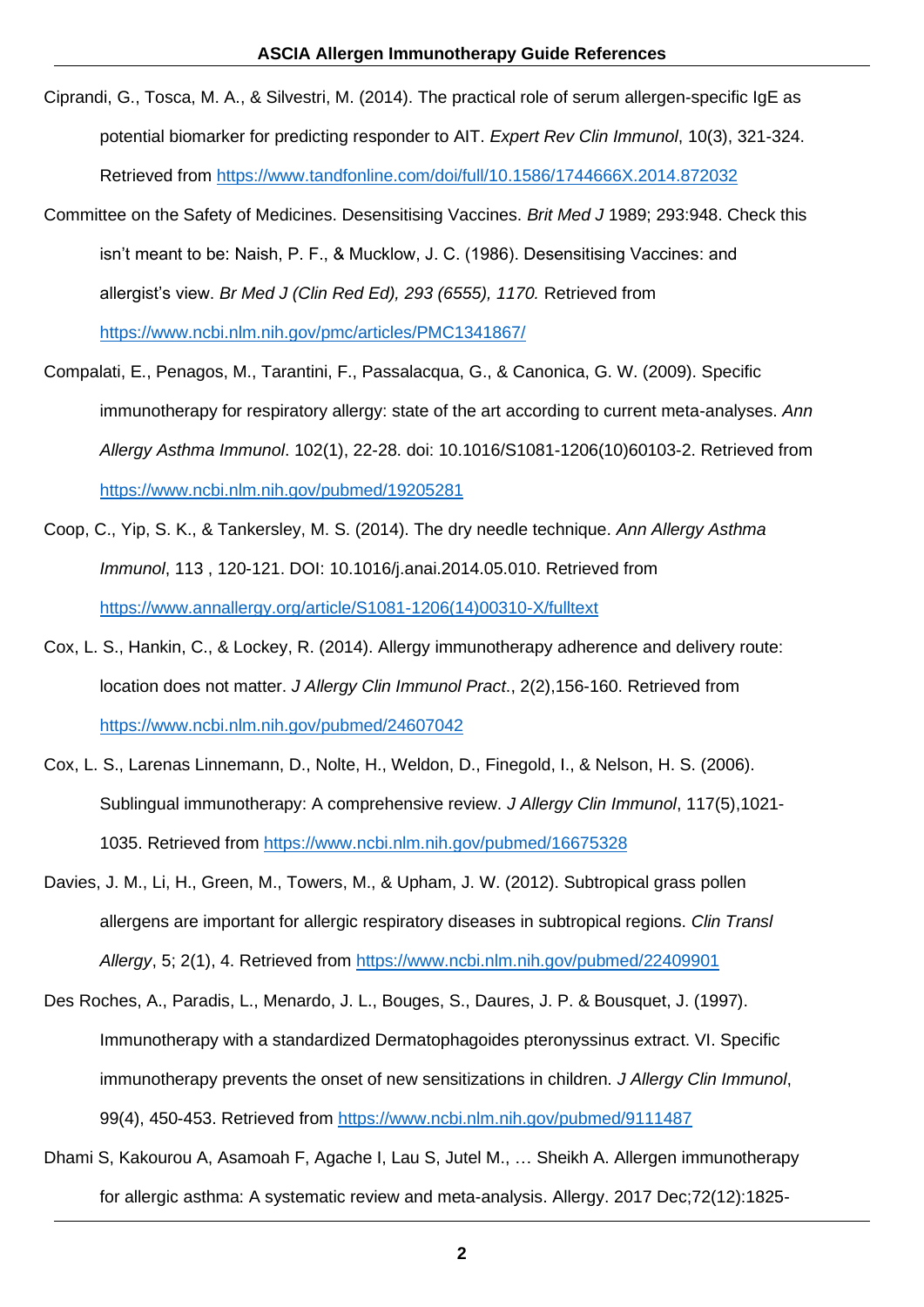Ciprandi, G., Tosca, M. A., & Silvestri, M. (2014). The practical role of serum allergen-specific IgE as potential biomarker for predicting responder to AIT. *Expert Rev Clin Immunol*, 10(3), 321-324. Retrieved from https://www.tandfonline.com/doi/full/10.1586/1744666X.2014.872032

Committee on the Safety of Medicines. Desensitising Vaccines. *Brit Med J* 1989; 293:948. Check this isn't meant to be: Naish, P. F., & Mucklow, J. C. (1986). Desensitising Vaccines: and allergist's view. *Br Med J (Clin Red Ed), 293 (6555), 1170.* Retrieved from https://www.ncbi.nlm.nih.gov/pmc/articles/PMC1341867/

Compalati, E., Penagos, M., Tarantini, F., Passalacqua, G., & Canonica, G. W. (2009). Specific immunotherapy for respiratory allergy: state of the art according to current meta-analyses. *Ann Allergy Asthma Immunol*. 102(1), 22-28. doi: 10.1016/S1081-1206(10)60103-2. Retrieved from https://www.ncbi.nlm.nih.gov/pubmed/19205281

Coop, C., Yip, S. K., & Tankersley, M. S. (2014). The dry needle technique. *Ann Allergy Asthma Immunol*, 113 , 120-121. DOI: 10.1016/j.anai.2014.05.010. Retrieved from https://www.annallergy.org/article/S1081-1206(14)00310-X/fulltext

Cox, L. S., Hankin, C., & Lockey, R. (2014). Allergy immunotherapy adherence and delivery route: location does not matter. *J Allergy Clin Immunol Pract*., 2(2),156-160. Retrieved from https://www.ncbi.nlm.nih.gov/pubmed/24607042

Cox, L. S., Larenas Linnemann, D., Nolte, H., Weldon, D., Finegold, I., & Nelson, H. S. (2006). Sublingual immunotherapy: A comprehensive review. *J Allergy Clin Immunol*, 117(5),1021-1035. Retrieved from https://www.ncbi.nlm.nih.gov/pubmed/16675328

Davies, J. M., Li, H., Green, M., Towers, M., & Upham, J. W. (2012). Subtropical grass pollen allergens are important for allergic respiratory diseases in subtropical regions. *Clin Transl Allergy*, 5; 2(1), 4. Retrieved from https://www.ncbi.nlm.nih.gov/pubmed/22409901

Des Roches, A., Paradis, L., Menardo, J. L., Bouges, S., Daures, J. P. & Bousquet, J. (1997). Immunotherapy with a standardized Dermatophagoides pteronyssinus extract. VI. Specific immunotherapy prevents the onset of new sensitizations in children. *J Allergy Clin Immunol*, 99(4), 450-453. Retrieved from https://www.ncbi.nlm.nih.gov/pubmed/9111487

Dhami S, Kakourou A, Asamoah F, Agache I, Lau S, Jutel M., … Sheikh A. Allergen immunotherapy for allergic asthma: A systematic review and meta-analysis. Allergy. 2017 Dec;72(12):1825-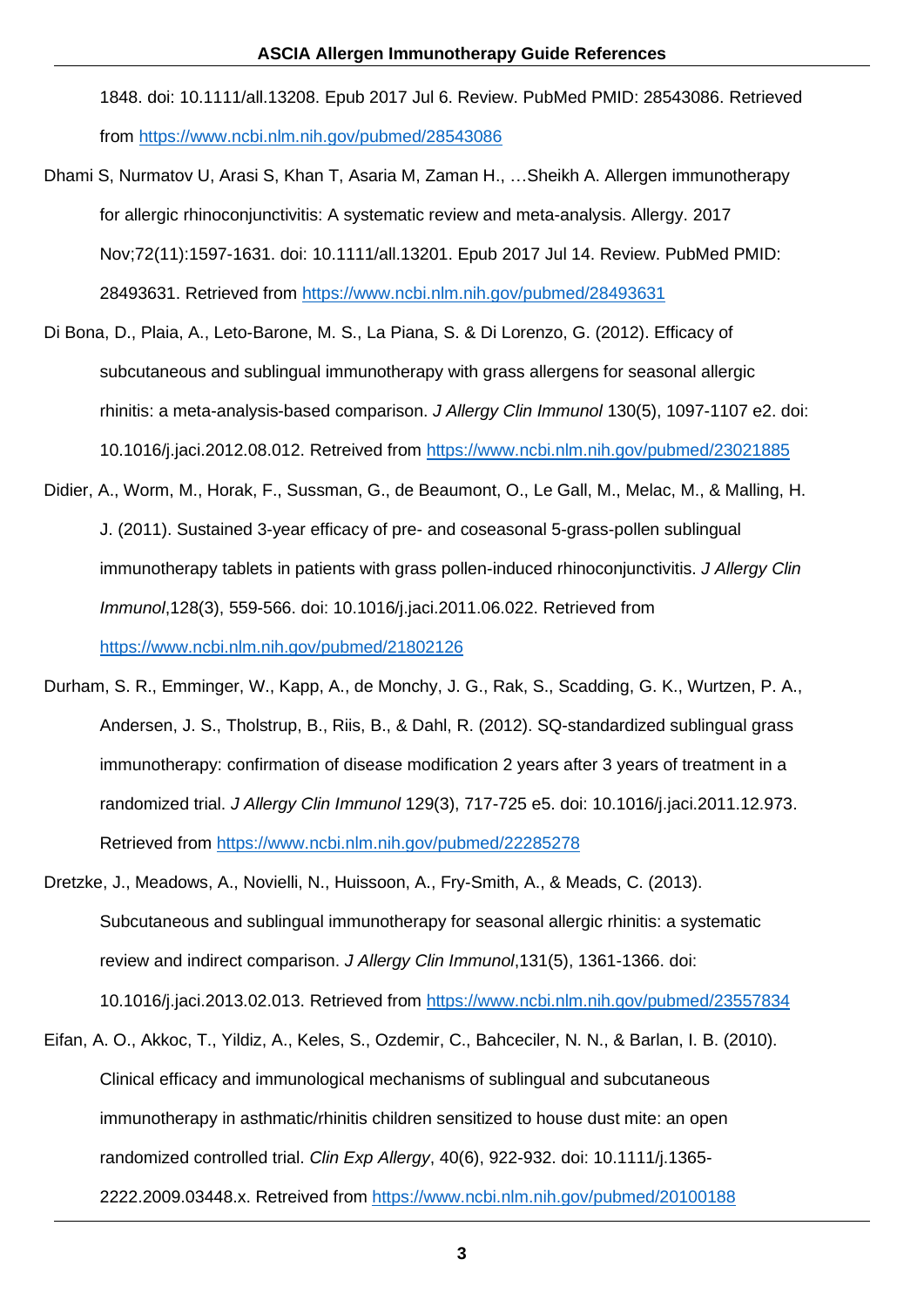1848. doi: 10.1111/all.13208. Epub 2017 Jul 6. Review. PubMed PMID: 28543086. Retrieved from https://www.ncbi.nlm.nih.gov/pubmed/28543086

Dhami S, Nurmatov U, Arasi S, Khan T, Asaria M, Zaman H., …Sheikh A. Allergen immunotherapy for allergic rhinoconjunctivitis: A systematic review and meta-analysis. Allergy. 2017 Nov;72(11):1597-1631. doi: 10.1111/all.13201. Epub 2017 Jul 14. Review. PubMed PMID: 28493631. Retrieved from https://www.ncbi.nlm.nih.gov/pubmed/28493631

Di Bona, D., Plaia, A., Leto-Barone, M. S., La Piana, S. & Di Lorenzo, G. (2012). Efficacy of subcutaneous and sublingual immunotherapy with grass allergens for seasonal allergic rhinitis: a meta-analysis-based comparison. *J Allergy Clin Immunol* 130(5), 1097-1107 e2. doi: 10.1016/j.jaci.2012.08.012. Retreived from https://www.ncbi.nlm.nih.gov/pubmed/23021885

Didier, A., Worm, M., Horak, F., Sussman, G., de Beaumont, O., Le Gall, M., Melac, M., & Malling, H. J. (2011). Sustained 3-year efficacy of pre- and coseasonal 5-grass-pollen sublingual immunotherapy tablets in patients with grass pollen-induced rhinoconjunctivitis. *J Allergy Clin Immunol*,128(3), 559-566. doi: 10.1016/j.jaci.2011.06.022. Retrieved from https://www.ncbi.nlm.nih.gov/pubmed/21802126

Durham, S. R., Emminger, W., Kapp, A., de Monchy, J. G., Rak, S., Scadding, G. K., Wurtzen, P. A., Andersen, J. S., Tholstrup, B., Riis, B., & Dahl, R. (2012). SQ-standardized sublingual grass immunotherapy: confirmation of disease modification 2 years after 3 years of treatment in a randomized trial. *J Allergy Clin Immunol* 129(3), 717-725 e5. doi: 10.1016/j.jaci.2011.12.973. Retrieved from https://www.ncbi.nlm.nih.gov/pubmed/22285278

Dretzke, J., Meadows, A., Novielli, N., Huissoon, A., Fry-Smith, A., & Meads, C. (2013). Subcutaneous and sublingual immunotherapy for seasonal allergic rhinitis: a systematic review and indirect comparison. *J Allergy Clin Immunol*,131(5), 1361-1366. doi: 10.1016/j.jaci.2013.02.013. Retreived from https://www.ncbi.nlm.nih.gov/pubmed/23557834

Eifan, A. O., Akkoc, T., Yildiz, A., Keles, S., Ozdemir, C., Bahceciler, N. N., & Barlan, I. B. (2010). Clinical efficacy and immunological mechanisms of sublingual and subcutaneous immunotherapy in asthmatic/rhinitis children sensitized to house dust mite: an open randomized controlled trial. *Clin Exp Allergy*, 40(6), 922-932. doi: 10.1111/j.1365-2222.2009.03448.x. Retreived from https://www.ncbi.nlm.nih.gov/pubmed/20100188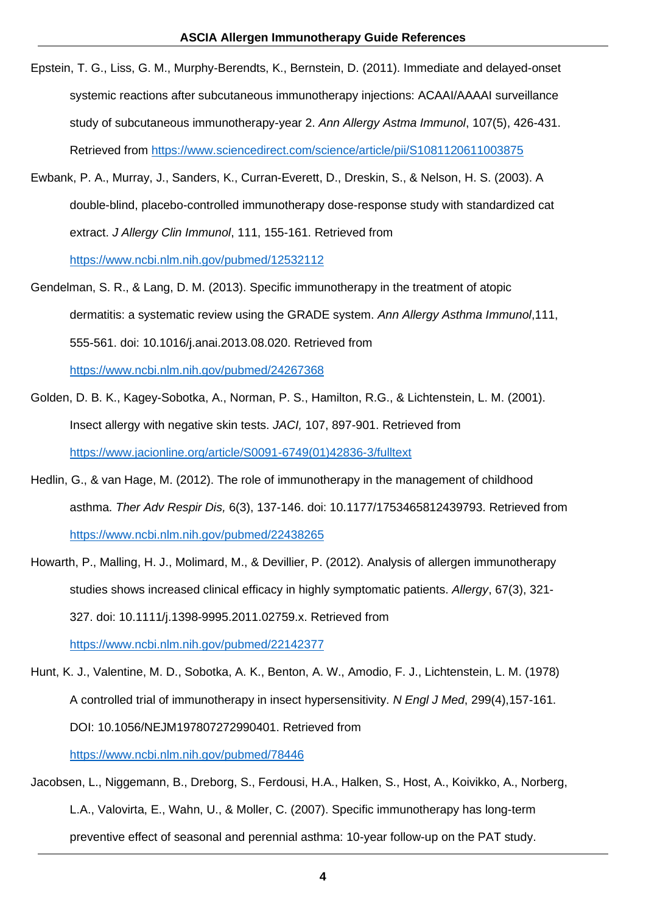Epstein, T. G., Liss, G. M., Murphy-Berendts, K., Bernstein, D. (2011). Immediate and delayed-onset systemic reactions after subcutaneous immunotherapy injections: ACAAI/AAAAI surveillance study of subcutaneous immunotherapy-year 2. *Ann Allergy Astma Immunol*, 107(5), 426-431. Retrieved from https://www.sciencedirect.com/science/article/pii/S1081120611003875

Ewbank, P. A., Murray, J., Sanders, K., Curran-Everett, D., Dreskin, S., & Nelson, H. S. (2003). A double-blind, placebo-controlled immunotherapy dose-response study with standardized cat extract. *J Allergy Clin Immunol*, 111, 155-161. Retrieved from https://www.ncbi.nlm.nih.gov/pubmed/12532112

Gendelman, S. R., & Lang, D. M. (2013). Specific immunotherapy in the treatment of atopic dermatitis: a systematic review using the GRADE system. *Ann Allergy Asthma Immunol*,111, 555-561. doi: 10.1016/j.anai.2013.08.020. Retrieved from https://www.ncbi.nlm.nih.gov/pubmed/24267368

Golden, D. B. K., Kagey-Sobotka, A., Norman, P. S., Hamilton, R.G., & Lichtenstein, L. M. (2001). Insect allergy with negative skin tests. *JACI,* 107, 897-901. Retrieved from https://www.jacionline.org/article/S0091-6749(01)42836-3/fulltext

Hedlin, G., & van Hage, M. (2012). The role of immunotherapy in the management of childhood asthma. *Ther Adv Respir Dis,* 6(3), 137-146. doi: 10.1177/1753465812439793. Retrieved from https://www.ncbi.nlm.nih.gov/pubmed/22438265

Howarth, P., Malling, H. J., Molimard, M., & Devillier, P. (2012). Analysis of allergen immunotherapy studies shows increased clinical efficacy in highly symptomatic patients. *Allergy*, 67(3), 321-327. doi: 10.1111/j.1398-9995.2011.02759.x. Retrieved from https://www.ncbi.nlm.nih.gov/pubmed/22142377

Hunt, K. J., Valentine, M. D., Sobotka, A. K., Benton, A. W., Amodio, F. J., Lichtenstein, L. M. (1978) A controlled trial of immunotherapy in insect hypersensitivity. *N Engl J Med*, 299(4),157-161. DOI: 10.1056/NEJM197807272990401. Retrieved from https://www.ncbi.nlm.nih.gov/pubmed/78446

Jacobsen, L., Niggemann, B., Dreborg, S., Ferdousi, H.A., Halken, S., Host, A., Koivikko, A., Norberg, L.A., Valovirta, E., Wahn, U., & Moller, C. (2007). Specific immunotherapy has long-term preventive effect of seasonal and perennial asthma: 10-year follow-up on the PAT study.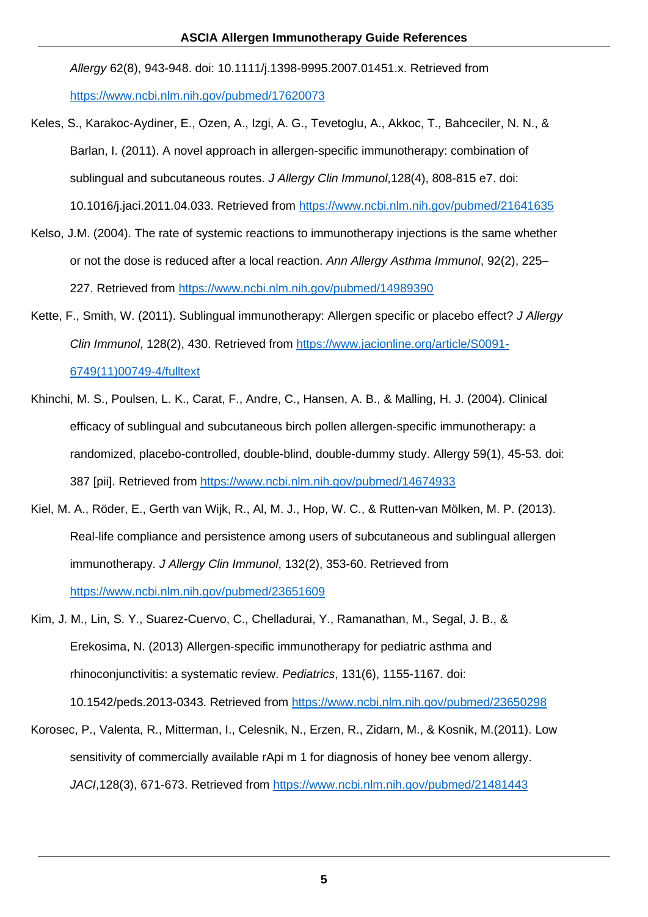*Allergy* 62(8), 943-948. doi: 10.1111/j.1398-9995.2007.01451.x. Retrieved from https://www.ncbi.nlm.nih.gov/pubmed/17620073

Keles, S., Karakoc-Aydiner, E., Ozen, A., Izgi, A. G., Tevetoglu, A., Akkoc, T., Bahceciler, N. N., & Barlan, I. (2011). A novel approach in allergen-specific immunotherapy: combination of sublingual and subcutaneous routes. *J Allergy Clin Immunol*,128(4), 808-815 e7. doi: 10.1016/j.jaci.2011.04.033. Retrieved from https://www.ncbi.nlm.nih.gov/pubmed/21641635

Kelso, J.M. (2004). The rate of systemic reactions to immunotherapy injections is the same whether or not the dose is reduced after a local reaction. *Ann Allergy Asthma Immunol*, 92(2), 225–227. Retrieved from https://www.ncbi.nlm.nih.gov/pubmed/14989390

Kette, F., Smith, W. (2011). Sublingual immunotherapy: Allergen specific or placebo effect? *J Allergy Clin Immunol*, 128(2), 430. Retrieved from https://www.jacionline.org/article/S0091-6749(11)00749-4/fulltext

Khinchi, M. S., Poulsen, L. K., Carat, F., Andre, C., Hansen, A. B., & Malling, H. J. (2004). Clinical efficacy of sublingual and subcutaneous birch pollen allergen-specific immunotherapy: a randomized, placebo-controlled, double-blind, double-dummy study. Allergy 59(1), 45-53. doi: 387 [pii]. Retrieved from https://www.ncbi.nlm.nih.gov/pubmed/14674933

Kiel, M. A., Röder, E., Gerth van Wijk, R., Al, M. J., Hop, W. C., & Rutten-van Mölken, M. P. (2013). Real-life compliance and persistence among users of subcutaneous and sublingual allergen immunotherapy. *J Allergy Clin Immunol*, 132(2), 353-60. Retrieved from https://www.ncbi.nlm.nih.gov/pubmed/23651609

Kim, J. M., Lin, S. Y., Suarez-Cuervo, C., Chelladurai, Y., Ramanathan, M., Segal, J. B., & Erekosima, N. (2013) Allergen-specific immunotherapy for pediatric asthma and rhinoconjunctivitis: a systematic review. *Pediatrics*, 131(6), 1155-1167. doi: 10.1542/peds.2013-0343. Retrieved from https://www.ncbi.nlm.nih.gov/pubmed/23650298

Korosec, P., Valenta, R., Mitterman, I., Celesnik, N., Erzen, R., Zidarn, M., & Kosnik, M.(2011). Low sensitivity of commercially available rApi m 1 for diagnosis of honey bee venom allergy. *JACI*,128(3), 671-673. Retrieved from https://www.ncbi.nlm.nih.gov/pubmed/21481443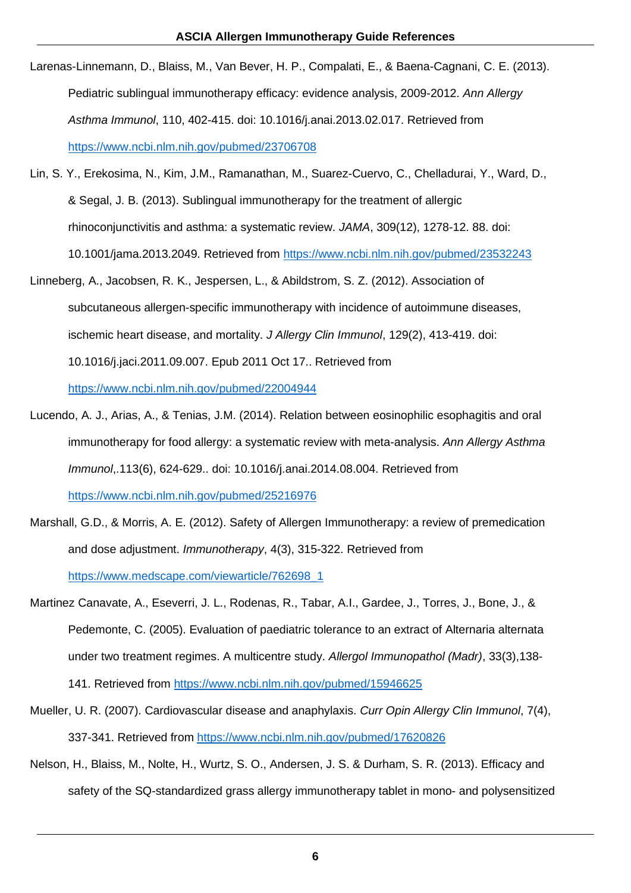Larenas-Linnemann, D., Blaiss, M., Van Bever, H. P., Compalati, E., & Baena-Cagnani, C. E. (2013). Pediatric sublingual immunotherapy efficacy: evidence analysis, 2009-2012. *Ann Allergy Asthma Immunol*, 110, 402-415. doi: 10.1016/j.anai.2013.02.017. Retrieved from https://www.ncbi.nlm.nih.gov/pubmed/23706708

Lin, S. Y., Erekosima, N., Kim, J.M., Ramanathan, M., Suarez-Cuervo, C., Chelladurai, Y., Ward, D., & Segal, J. B. (2013). Sublingual immunotherapy for the treatment of allergic rhinoconjunctivitis and asthma: a systematic review. *JAMA*, 309(12), 1278-12. 88. doi: 10.1001/jama.2013.2049. Retrieved from https://www.ncbi.nlm.nih.gov/pubmed/23532243

Linneberg, A., Jacobsen, R. K., Jespersen, L., & Abildstrom, S. Z. (2012). Association of subcutaneous allergen-specific immunotherapy with incidence of autoimmune diseases, ischemic heart disease, and mortality. *J Allergy Clin Immunol*, 129(2), 413-419. doi: 10.1016/j.jaci.2011.09.007. Epub 2011 Oct 17.. Retrieved from https://www.ncbi.nlm.nih.gov/pubmed/22004944

Lucendo, A. J., Arias, A., & Tenias, J.M. (2014). Relation between eosinophilic esophagitis and oral immunotherapy for food allergy: a systematic review with meta-analysis. *Ann Allergy Asthma Immunol*,.113(6), 624-629.. doi: 10.1016/j.anai.2014.08.004. Retrieved from https://www.ncbi.nlm.nih.gov/pubmed/25216976

Marshall, G.D., & Morris, A. E. (2012). Safety of Allergen Immunotherapy: a review of premedication and dose adjustment. *Immunotherapy*, 4(3), 315-322. Retrieved from https://www.medscape.com/viewarticle/762698_1

Martinez Canavate, A., Eseverri, J. L., Rodenas, R., Tabar, A.I., Gardee, J., Torres, J., Bone, J., & Pedemonte, C. (2005). Evaluation of paediatric tolerance to an extract of Alternaria alternata under two treatment regimes. A multicentre study. *Allergol Immunopathol (Madr)*, 33(3),138-141. Retrieved from https://www.ncbi.nlm.nih.gov/pubmed/15946625

Mueller, U. R. (2007). Cardiovascular disease and anaphylaxis. *Curr Opin Allergy Clin Immunol*, 7(4), 337-341. Retrieved from https://www.ncbi.nlm.nih.gov/pubmed/17620826

Nelson, H., Blaiss, M., Nolte, H., Wurtz, S. O., Andersen, J. S. & Durham, S. R. (2013). Efficacy and safety of the SQ-standardized grass allergy immunotherapy tablet in mono- and polysensitized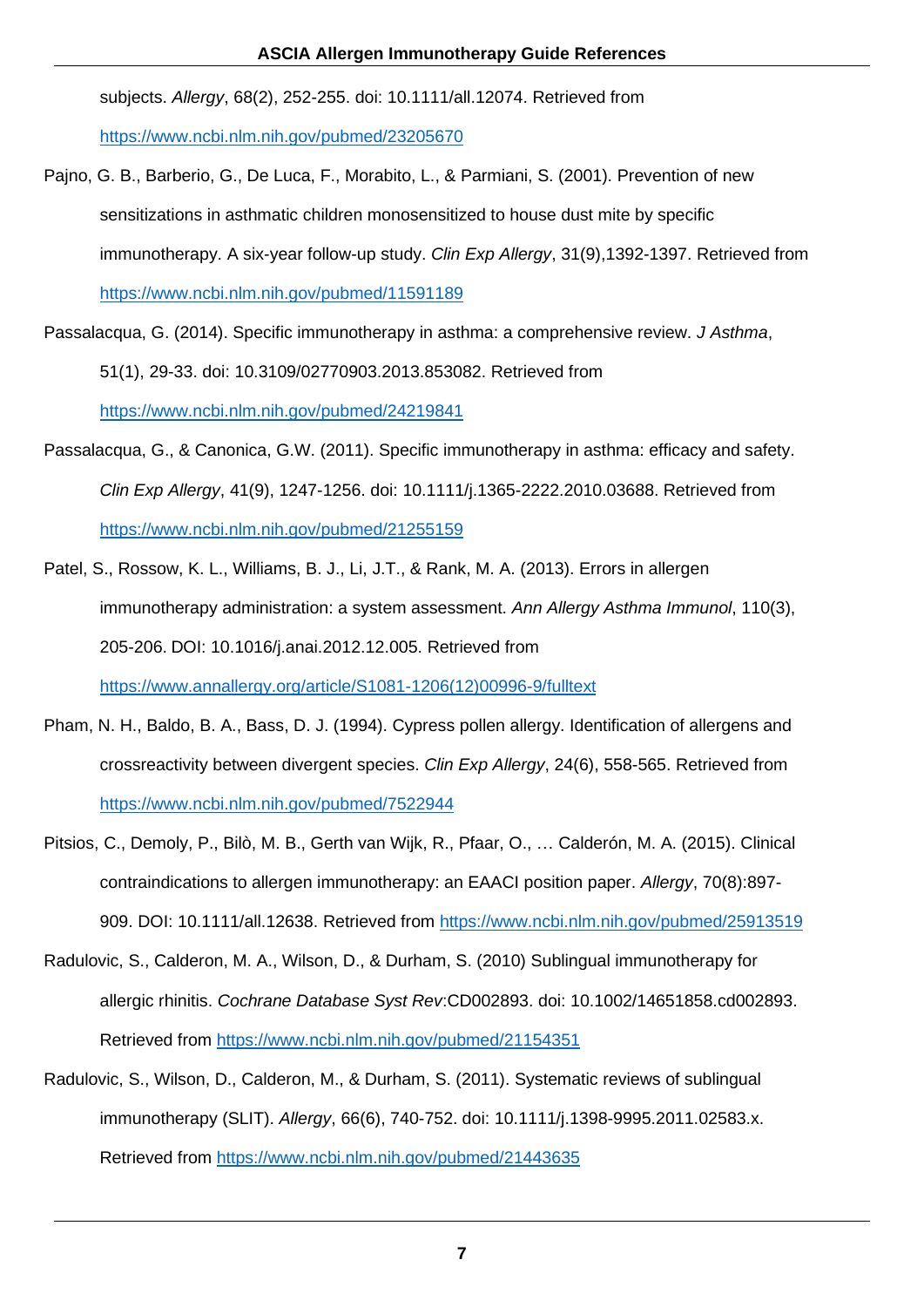subjects. *Allergy*, 68(2), 252-255. doi: 10.1111/all.12074. Retrieved from https://www.ncbi.nlm.nih.gov/pubmed/23205670

Pajno, G. B., Barberio, G., De Luca, F., Morabito, L., & Parmiani, S. (2001). Prevention of new sensitizations in asthmatic children monosensitized to house dust mite by specific immunotherapy. A six-year follow-up study. *Clin Exp Allergy*, 31(9),1392-1397. Retrieved from https://www.ncbi.nlm.nih.gov/pubmed/11591189

Passalacqua, G. (2014). Specific immunotherapy in asthma: a comprehensive review. *J Asthma*, 51(1), 29-33. doi: 10.3109/02770903.2013.853082. Retrieved from https://www.ncbi.nlm.nih.gov/pubmed/24219841

Passalacqua, G., & Canonica, G.W. (2011). Specific immunotherapy in asthma: efficacy and safety. *Clin Exp Allergy*, 41(9), 1247-1256. doi: 10.1111/j.1365-2222.2010.03688. Retrieved from https://www.ncbi.nlm.nih.gov/pubmed/21255159

Patel, S., Rossow, K. L., Williams, B. J., Li, J.T., & Rank, M. A. (2013). Errors in allergen immunotherapy administration: a system assessment. *Ann Allergy Asthma Immunol*, 110(3), 205-206. DOI: 10.1016/j.anai.2012.12.005. Retrieved from https://www.annallergy.org/article/S1081-1206(12)00996-9/fulltext

Pham, N. H., Baldo, B. A., Bass, D. J. (1994). Cypress pollen allergy. Identification of allergens and crossreactivity between divergent species. *Clin Exp Allergy*, 24(6), 558-565. Retrieved from https://www.ncbi.nlm.nih.gov/pubmed/7522944

Pitsios, C., Demoly, P., Bilò, M. B., Gerth van Wijk, R., Pfaar, O., … Calderón, M. A. (2015). Clinical contraindications to allergen immunotherapy: an EAACI position paper. *Allergy*, 70(8):897-909. DOI: 10.1111/all.12638. Retrieved from https://www.ncbi.nlm.nih.gov/pubmed/25913519

Radulovic, S., Calderon, M. A., Wilson, D., & Durham, S. (2010) Sublingual immunotherapy for allergic rhinitis. *Cochrane Database Syst Rev*:CD002893. doi: 10.1002/14651858.cd002893. Retrieved from https://www.ncbi.nlm.nih.gov/pubmed/21154351

Radulovic, S., Wilson, D., Calderon, M., & Durham, S. (2011). Systematic reviews of sublingual immunotherapy (SLIT). *Allergy*, 66(6), 740-752. doi: 10.1111/j.1398-9995.2011.02583.x. Retrieved from https://www.ncbi.nlm.nih.gov/pubmed/21443635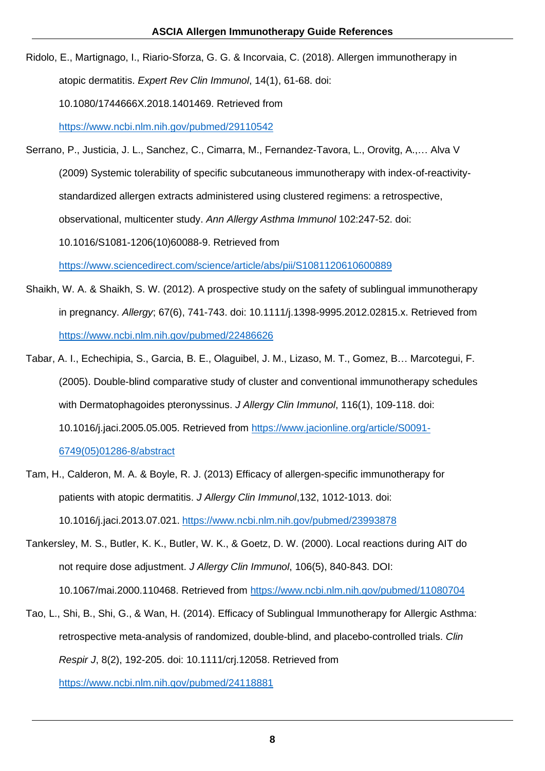Ridolo, E., Martignago, I., Riario-Sforza, G. G. & Incorvaia, C. (2018). Allergen immunotherapy in atopic dermatitis. *Expert Rev Clin Immunol*, 14(1), 61-68. doi: 10.1080/1744666X.2018.1401469. Retrieved from https://www.ncbi.nlm.nih.gov/pubmed/29110542

Serrano, P., Justicia, J. L., Sanchez, C., Cimarra, M., Fernandez-Tavora, L., Orovitg, A.,… Alva V (2009) Systemic tolerability of specific subcutaneous immunotherapy with index-of-reactivity-standardized allergen extracts administered using clustered regimens: a retrospective, observational, multicenter study. *Ann Allergy Asthma Immunol* 102:247-52. doi: 10.1016/S1081-1206(10)60088-9. Retrieved from https://www.sciencedirect.com/science/article/abs/pii/S1081120610600889

Shaikh, W. A. & Shaikh, S. W. (2012). A prospective study on the safety of sublingual immunotherapy in pregnancy. *Allergy*; 67(6), 741-743. doi: 10.1111/j.1398-9995.2012.02815.x. Retrieved from https://www.ncbi.nlm.nih.gov/pubmed/22486626

Tabar, A. I., Echechipia, S., Garcia, B. E., Olaguibel, J. M., Lizaso, M. T., Gomez, B… Marcotegui, F. (2005). Double-blind comparative study of cluster and conventional immunotherapy schedules with Dermatophagoides pteronyssinus. *J Allergy Clin Immunol*, 116(1), 109-118. doi: 10.1016/j.jaci.2005.05.005. Retrieved from https://www.jacionline.org/article/S0091-6749(05)01286-8/abstract

Tam, H., Calderon, M. A. & Boyle, R. J. (2013) Efficacy of allergen-specific immunotherapy for patients with atopic dermatitis. *J Allergy Clin Immunol*,132, 1012-1013. doi: 10.1016/j.jaci.2013.07.021. https://www.ncbi.nlm.nih.gov/pubmed/23993878

Tankersley, M. S., Butler, K. K., Butler, W. K., & Goetz, D. W. (2000). Local reactions during AIT do not require dose adjustment. *J Allergy Clin Immunol*, 106(5), 840-843. DOI: 10.1067/mai.2000.110468. Retrieved from https://www.ncbi.nlm.nih.gov/pubmed/11080704

Tao, L., Shi, B., Shi, G., & Wan, H. (2014). Efficacy of Sublingual Immunotherapy for Allergic Asthma: retrospective meta-analysis of randomized, double-blind, and placebo-controlled trials. *Clin Respir J*, 8(2), 192-205. doi: 10.1111/crj.12058. Retrieved from https://www.ncbi.nlm.nih.gov/pubmed/24118881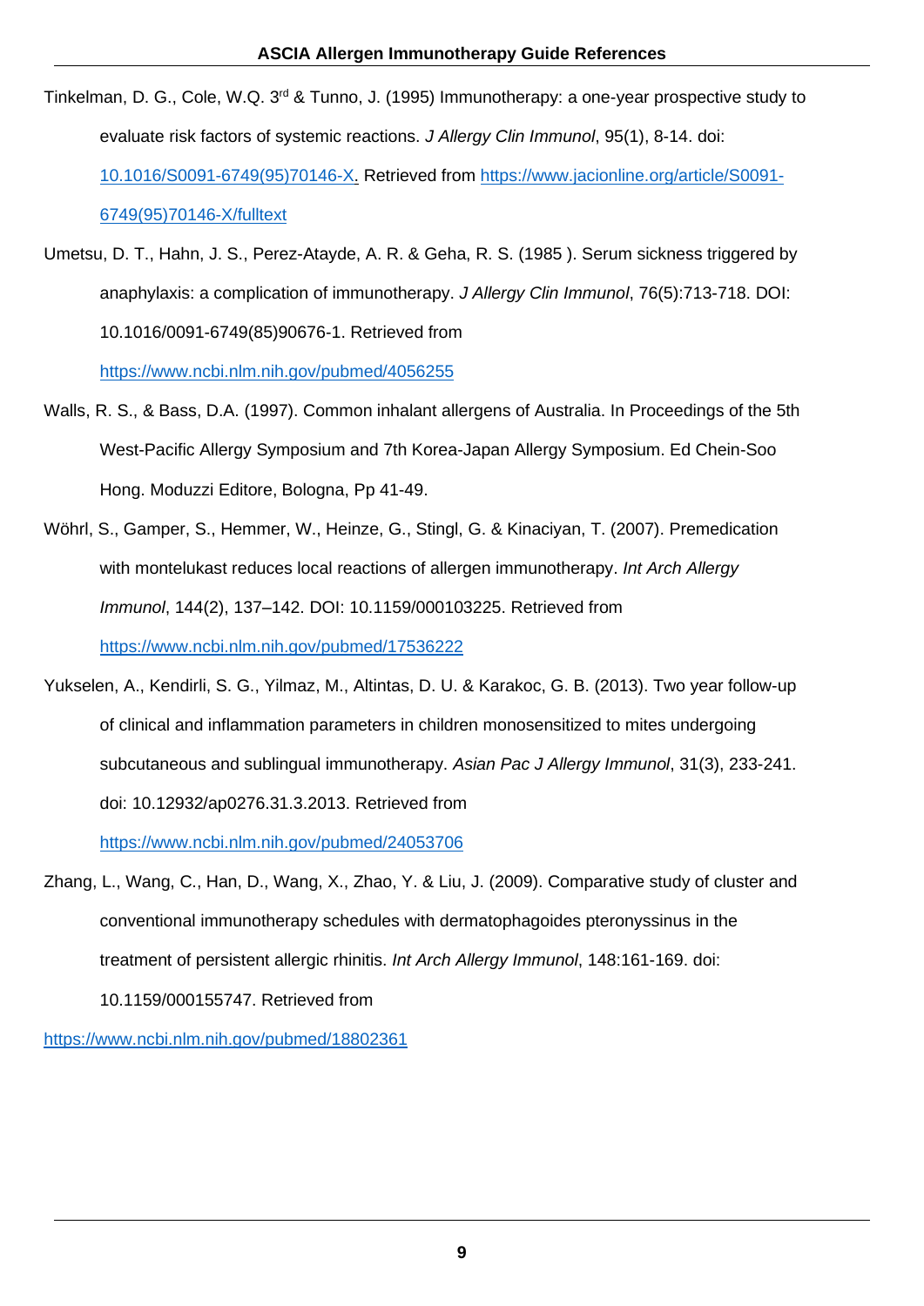Tinkelman, D. G., Cole, W.Q. 3[rd] & Tunno, J. (1995) Immunotherapy: a one-year prospective study to evaluate risk factors of systemic reactions. *J Allergy Clin Immunol*, 95(1), 8-14. doi: 10.1016/S0091-6749(95)70146-X. Retrieved from https://www.jacionline.org/article/S0091-6749(95)70146-X/fulltext

Umetsu, D. T., Hahn, J. S., Perez-Atayde, A. R. & Geha, R. S. (1985 ). Serum sickness triggered by anaphylaxis: a complication of immunotherapy. *J Allergy Clin Immunol*, 76(5):713-718. DOI: 10.1016/0091-6749(85)90676-1. Retrieved from https://www.ncbi.nlm.nih.gov/pubmed/4056255

Walls, R. S., & Bass, D.A. (1997). Common inhalant allergens of Australia. In Proceedings of the 5th West-Pacific Allergy Symposium and 7th Korea-Japan Allergy Symposium. Ed Chein-Soo Hong. Moduzzi Editore, Bologna, Pp 41-49.

Wöhrl, S., Gamper, S., Hemmer, W., Heinze, G., Stingl, G. & Kinaciyan, T. (2007). Premedication with montelukast reduces local reactions of allergen immunotherapy. *Int Arch Allergy Immunol*, 144(2), 137–142. DOI: 10.1159/000103225. Retrieved from https://www.ncbi.nlm.nih.gov/pubmed/17536222

Yukselen, A., Kendirli, S. G., Yilmaz, M., Altintas, D. U. & Karakoc, G. B. (2013). Two year follow-up of clinical and inflammation parameters in children monosensitized to mites undergoing subcutaneous and sublingual immunotherapy. *Asian Pac J Allergy Immunol*, 31(3), 233-241. doi: 10.12932/ap0276.31.3.2013. Retrieved from https://www.ncbi.nlm.nih.gov/pubmed/24053706

Zhang, L., Wang, C., Han, D., Wang, X., Zhao, Y. & Liu, J. (2009). Comparative study of cluster and conventional immunotherapy schedules with dermatophagoides pteronyssinus in the treatment of persistent allergic rhinitis. *Int Arch Allergy Immunol*, 148:161-169. doi: 10.1159/000155747. Retrieved from https://www.ncbi.nlm.nih.gov/pubmed/18802361